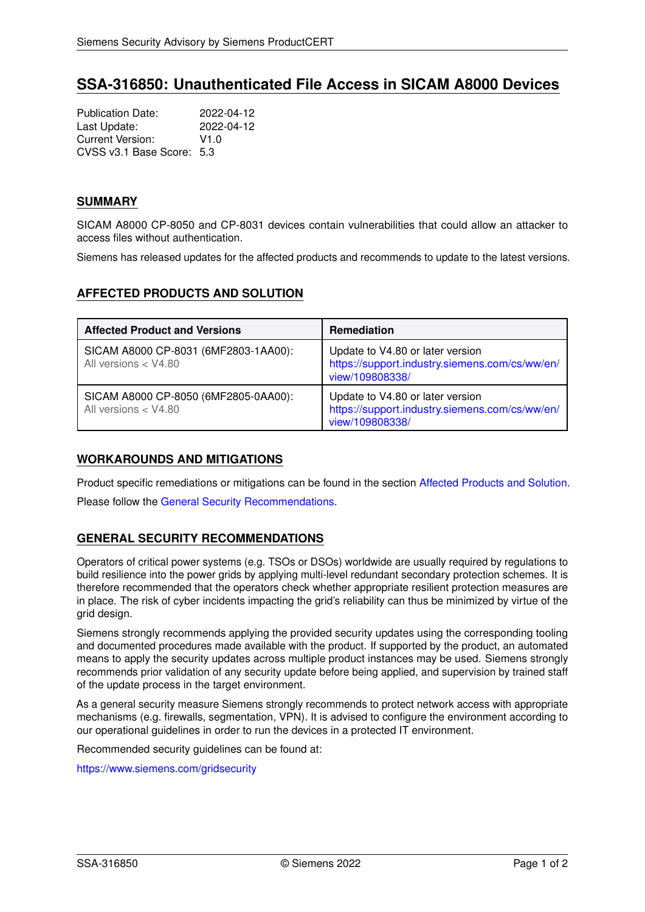# SSA-316850: Unauthenticated File Access in SICAM A8000 Devices

Publication Date: 2022-04-12
Last Update: 2022-04-12
Current Version: V1.0
CVSS v3.1 Base Score: 5.3

## SUMMARY

SICAM A8000 CP-8050 and CP-8031 devices contain vulnerabilities that could allow an attacker to access files without authentication.

Siemens has released updates for the affected products and recommends to update to the latest versions.

## AFFECTED PRODUCTS AND SOLUTION

| Affected Product and Versions | Remediation |
| --- | --- |
| SICAM A8000 CP-8031 (6MF2803-1AA00): All versions < V4.80 | Update to V4.80 or later version https://support.industry.siemens.com/cs/ww/en/view/109808338/ |
| SICAM A8000 CP-8050 (6MF2805-0AA00): All versions < V4.80 | Update to V4.80 or later version https://support.industry.siemens.com/cs/ww/en/view/109808338/ |

## WORKAROUNDS AND MITIGATIONS

Product specific remediations or mitigations can be found in the section Affected Products and Solution.

Please follow the General Security Recommendations.

## GENERAL SECURITY RECOMMENDATIONS

Operators of critical power systems (e.g. TSOs or DSOs) worldwide are usually required by regulations to build resilience into the power grids by applying multi-level redundant secondary protection schemes. It is therefore recommended that the operators check whether appropriate resilient protection measures are in place. The risk of cyber incidents impacting the grid's reliability can thus be minimized by virtue of the grid design.

Siemens strongly recommends applying the provided security updates using the corresponding tooling and documented procedures made available with the product. If supported by the product, an automated means to apply the security updates across multiple product instances may be used. Siemens strongly recommends prior validation of any security update before being applied, and supervision by trained staff of the update process in the target environment.

As a general security measure Siemens strongly recommends to protect network access with appropriate mechanisms (e.g. firewalls, segmentation, VPN). It is advised to configure the environment according to our operational guidelines in order to run the devices in a protected IT environment.

Recommended security guidelines can be found at:

https://www.siemens.com/gridsecurity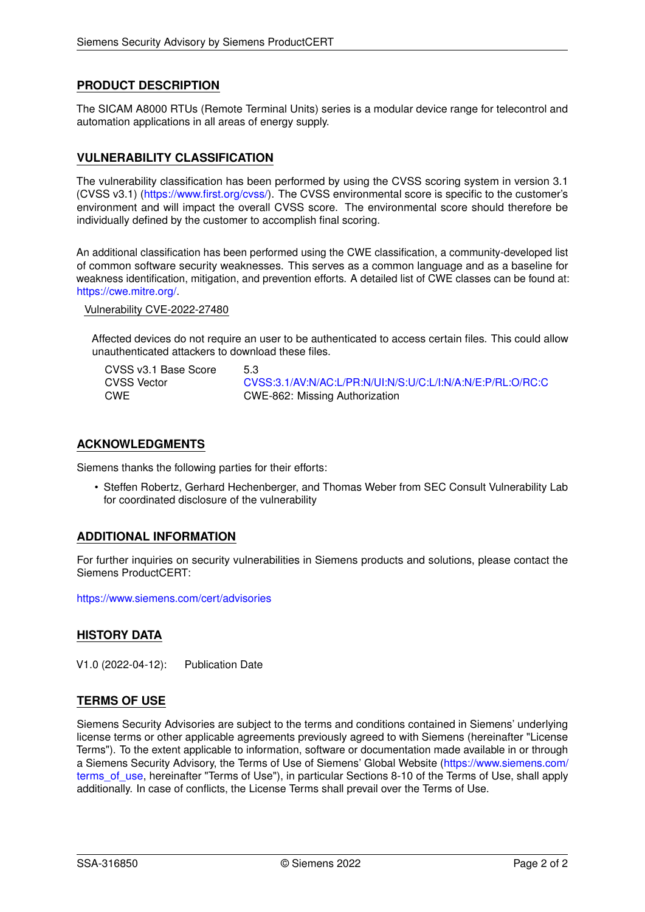## PRODUCT DESCRIPTION

The SICAM A8000 RTUs (Remote Terminal Units) series is a modular device range for telecontrol and automation applications in all areas of energy supply.

## VULNERABILITY CLASSIFICATION

The vulnerability classification has been performed by using the CVSS scoring system in version 3.1 (CVSS v3.1) (https://www.first.org/cvss/). The CVSS environmental score is specific to the customer's environment and will impact the overall CVSS score. The environmental score should therefore be individually defined by the customer to accomplish final scoring.

An additional classification has been performed using the CWE classification, a community-developed list of common software security weaknesses. This serves as a common language and as a baseline for weakness identification, mitigation, and prevention efforts. A detailed list of CWE classes can be found at: https://cwe.mitre.org/.

### Vulnerability CVE-2022-27480

Affected devices do not require an user to be authenticated to access certain files. This could allow unauthenticated attackers to download these files.

| | |
|---|---|
| CVSS v3.1 Base Score | 5.3 |
| CVSS Vector | CVSS:3.1/AV:N/AC:L/PR:N/UI:N/S:U/C:L/I:N/A:N/E:P/RL:O/RC:C |
| CWE | CWE-862: Missing Authorization |

## ACKNOWLEDGMENTS

Siemens thanks the following parties for their efforts:

- Steffen Robertz, Gerhard Hechenberger, and Thomas Weber from SEC Consult Vulnerability Lab for coordinated disclosure of the vulnerability

## ADDITIONAL INFORMATION

For further inquiries on security vulnerabilities in Siemens products and solutions, please contact the Siemens ProductCERT:

https://www.siemens.com/cert/advisories

## HISTORY DATA

V1.0 (2022-04-12): Publication Date

## TERMS OF USE

Siemens Security Advisories are subject to the terms and conditions contained in Siemens' underlying license terms or other applicable agreements previously agreed to with Siemens (hereinafter "License Terms"). To the extent applicable to information, software or documentation made available in or through a Siemens Security Advisory, the Terms of Use of Siemens' Global Website (https://www.siemens.com/terms_of_use, hereinafter "Terms of Use"), in particular Sections 8-10 of the Terms of Use, shall apply additionally. In case of conflicts, the License Terms shall prevail over the Terms of Use.